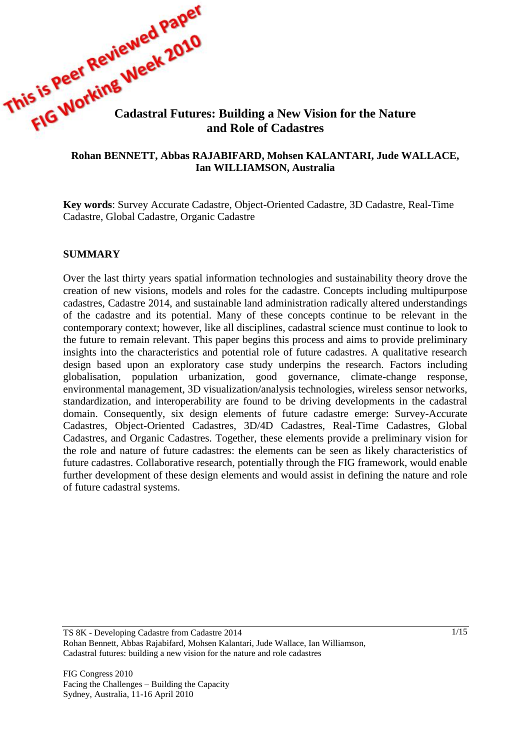This is Peer Reviewed Paper FIG Working Week 2010

# Cadastral Futures: Building a New Vision for the Nature and Role of Cadastres

**Rohan BENNETT, Abbas RAJABIFARD, Mohsen KALANTARI, Jude WALLACE, Ian WILLIAMSON, Australia**

**Key words**: Survey Accurate Cadastre, Object-Oriented Cadastre, 3D Cadastre, Real-Time Cadastre, Global Cadastre, Organic Cadastre

## SUMMARY

Over the last thirty years spatial information technologies and sustainability theory drove the creation of new visions, models and roles for the cadastre. Concepts including multipurpose cadastres, Cadastre 2014, and sustainable land administration radically altered understandings of the cadastre and its potential. Many of these concepts continue to be relevant in the contemporary context; however, like all disciplines, cadastral science must continue to look to the future to remain relevant. This paper begins this process and aims to provide preliminary insights into the characteristics and potential role of future cadastres. A qualitative research design based upon an exploratory case study underpins the research. Factors including globalisation, population urbanization, good governance, climate-change response, environmental management, 3D visualization/analysis technologies, wireless sensor networks, standardization, and interoperability are found to be driving developments in the cadastral domain. Consequently, six design elements of future cadastre emerge: Survey-Accurate Cadastres, Object-Oriented Cadastres, 3D/4D Cadastres, Real-Time Cadastres, Global Cadastres, and Organic Cadastres. Together, these elements provide a preliminary vision for the role and nature of future cadastres: the elements can be seen as likely characteristics of future cadastres. Collaborative research, potentially through the FIG framework, would enable further development of these design elements and would assist in defining the nature and role of future cadastral systems.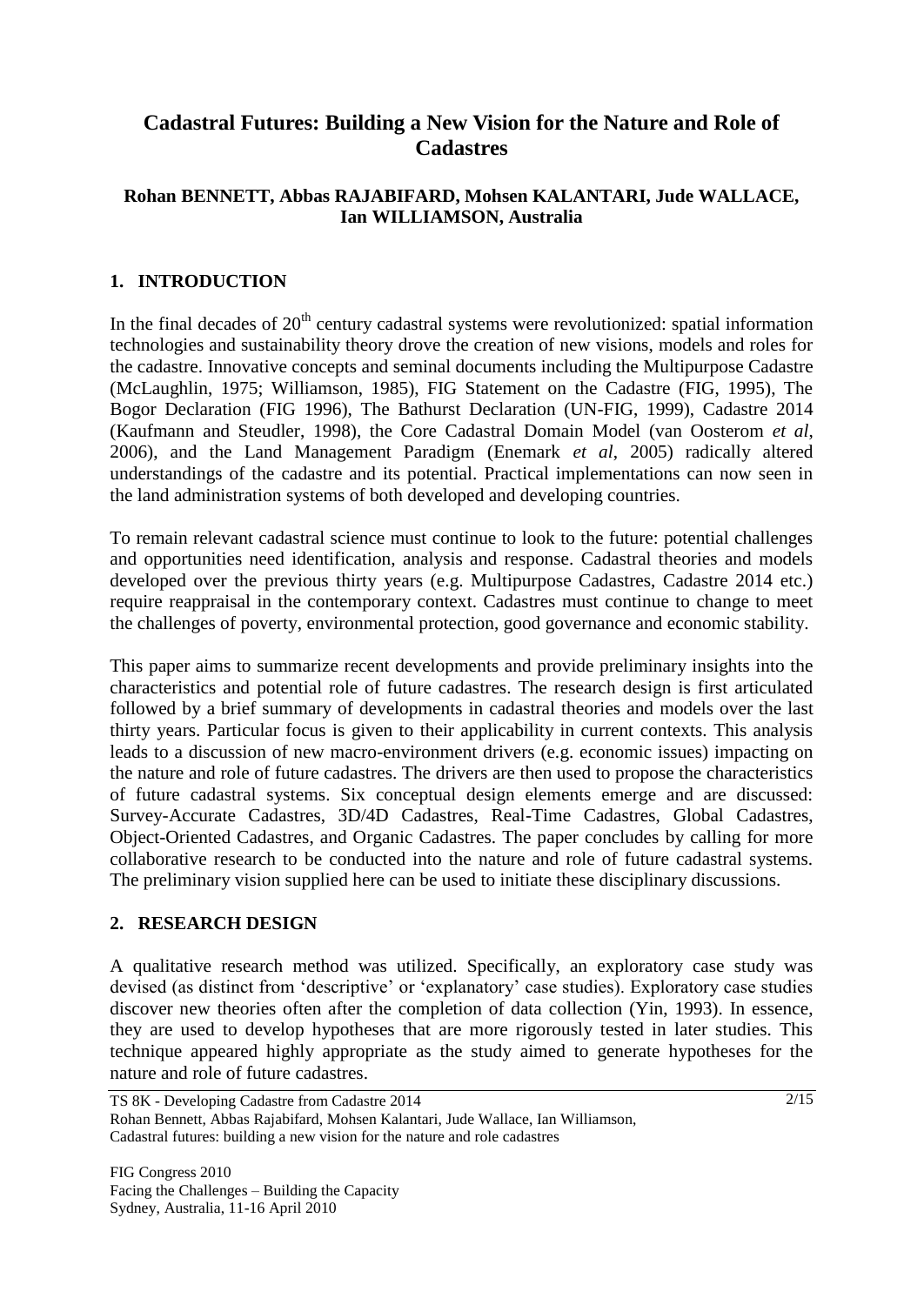# Cadastral Futures: Building a New Vision for the Nature and Role of Cadastres

**Rohan BENNETT, Abbas RAJABIFARD, Mohsen KALANTARI, Jude WALLACE, Ian WILLIAMSON, Australia**

## 1. INTRODUCTION

In the final decades of 20th century cadastral systems were revolutionized: spatial information technologies and sustainability theory drove the creation of new visions, models and roles for the cadastre. Innovative concepts and seminal documents including the Multipurpose Cadastre (McLaughlin, 1975; Williamson, 1985), FIG Statement on the Cadastre (FIG, 1995), The Bogor Declaration (FIG 1996), The Bathurst Declaration (UN-FIG, 1999), Cadastre 2014 (Kaufmann and Steudler, 1998), the Core Cadastral Domain Model (van Oosterom *et al*, 2006), and the Land Management Paradigm (Enemark *et al*, 2005) radically altered understandings of the cadastre and its potential. Practical implementations can now seen in the land administration systems of both developed and developing countries.

To remain relevant cadastral science must continue to look to the future: potential challenges and opportunities need identification, analysis and response. Cadastral theories and models developed over the previous thirty years (e.g. Multipurpose Cadastres, Cadastre 2014 etc.) require reappraisal in the contemporary context. Cadastres must continue to change to meet the challenges of poverty, environmental protection, good governance and economic stability.

This paper aims to summarize recent developments and provide preliminary insights into the characteristics and potential role of future cadastres. The research design is first articulated followed by a brief summary of developments in cadastral theories and models over the last thirty years. Particular focus is given to their applicability in current contexts. This analysis leads to a discussion of new macro-environment drivers (e.g. economic issues) impacting on the nature and role of future cadastres. The drivers are then used to propose the characteristics of future cadastral systems. Six conceptual design elements emerge and are discussed: Survey-Accurate Cadastres, 3D/4D Cadastres, Real-Time Cadastres, Global Cadastres, Object-Oriented Cadastres, and Organic Cadastres. The paper concludes by calling for more collaborative research to be conducted into the nature and role of future cadastral systems. The preliminary vision supplied here can be used to initiate these disciplinary discussions.

## 2. RESEARCH DESIGN

A qualitative research method was utilized. Specifically, an exploratory case study was devised (as distinct from 'descriptive' or 'explanatory' case studies). Exploratory case studies discover new theories often after the completion of data collection (Yin, 1993). In essence, they are used to develop hypotheses that are more rigorously tested in later studies. This technique appeared highly appropriate as the study aimed to generate hypotheses for the nature and role of future cadastres.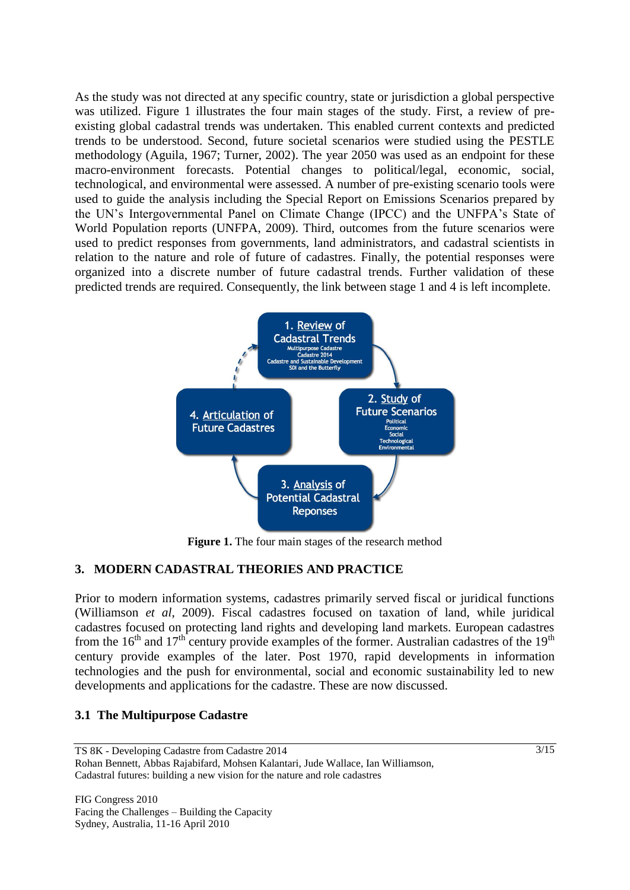As the study was not directed at any specific country, state or jurisdiction a global perspective was utilized. Figure 1 illustrates the four main stages of the study. First, a review of pre-existing global cadastral trends was undertaken. This enabled current contexts and predicted trends to be understood. Second, future societal scenarios were studied using the PESTLE methodology (Aguila, 1967; Turner, 2002). The year 2050 was used as an endpoint for these macro-environment forecasts. Potential changes to political/legal, economic, social, technological, and environmental were assessed. A number of pre-existing scenario tools were used to guide the analysis including the Special Report on Emissions Scenarios prepared by the UN's Intergovernmental Panel on Climate Change (IPCC) and the UNFPA's State of World Population reports (UNFPA, 2009). Third, outcomes from the future scenarios were used to predict responses from governments, land administrators, and cadastral scientists in relation to the nature and role of future of cadastres. Finally, the potential responses were organized into a discrete number of future cadastral trends. Further validation of these predicted trends are required. Consequently, the link between stage 1 and 4 is left incomplete.

1. Review of Cadastral Trends
Multipurpose Cadastre
Cadastre 2014
Cadastre and Sustainable Development
SDI and the Butterfly

2. Study of Future Scenarios
Political
Economic
Social
Technological
Environmental

3. Analysis of Potential Cadastral Reponses

4. Articulation of Future Cadastres

**Figure 1.** The four main stages of the research method

## 3. MODERN CADASTRAL THEORIES AND PRACTICE

Prior to modern information systems, cadastres primarily served fiscal or juridical functions (Williamson *et al*, 2009). Fiscal cadastres focused on taxation of land, while juridical cadastres focused on protecting land rights and developing land markets. European cadastres from the 16th and 17th century provide examples of the former. Australian cadastres of the 19th century provide examples of the later. Post 1970, rapid developments in information technologies and the push for environmental, social and economic sustainability led to new developments and applications for the cadastre. These are now discussed.

### 3.1 The Multipurpose Cadastre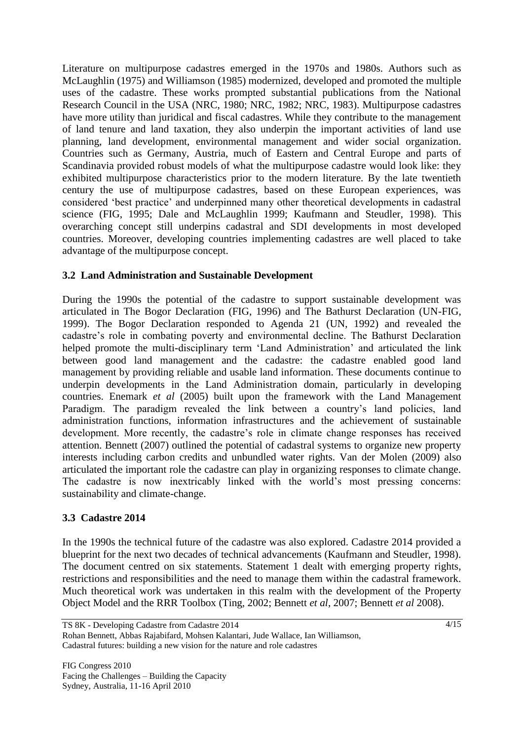Literature on multipurpose cadastres emerged in the 1970s and 1980s. Authors such as McLaughlin (1975) and Williamson (1985) modernized, developed and promoted the multiple uses of the cadastre. These works prompted substantial publications from the National Research Council in the USA (NRC, 1980; NRC, 1982; NRC, 1983). Multipurpose cadastres have more utility than juridical and fiscal cadastres. While they contribute to the management of land tenure and land taxation, they also underpin the important activities of land use planning, land development, environmental management and wider social organization. Countries such as Germany, Austria, much of Eastern and Central Europe and parts of Scandinavia provided robust models of what the multipurpose cadastre would look like: they exhibited multipurpose characteristics prior to the modern literature. By the late twentieth century the use of multipurpose cadastres, based on these European experiences, was considered 'best practice' and underpinned many other theoretical developments in cadastral science (FIG, 1995; Dale and McLaughlin 1999; Kaufmann and Steudler, 1998). This overarching concept still underpins cadastral and SDI developments in most developed countries. Moreover, developing countries implementing cadastres are well placed to take advantage of the multipurpose concept.

### 3.2 Land Administration and Sustainable Development

During the 1990s the potential of the cadastre to support sustainable development was articulated in The Bogor Declaration (FIG, 1996) and The Bathurst Declaration (UN-FIG, 1999). The Bogor Declaration responded to Agenda 21 (UN, 1992) and revealed the cadastre's role in combating poverty and environmental decline. The Bathurst Declaration helped promote the multi-disciplinary term 'Land Administration' and articulated the link between good land management and the cadastre: the cadastre enabled good land management by providing reliable and usable land information. These documents continue to underpin developments in the Land Administration domain, particularly in developing countries. Enemark *et al* (2005) built upon the framework with the Land Management Paradigm. The paradigm revealed the link between a country's land policies, land administration functions, information infrastructures and the achievement of sustainable development. More recently, the cadastre's role in climate change responses has received attention. Bennett (2007) outlined the potential of cadastral systems to organize new property interests including carbon credits and unbundled water rights. Van der Molen (2009) also articulated the important role the cadastre can play in organizing responses to climate change. The cadastre is now inextricably linked with the world's most pressing concerns: sustainability and climate-change.

### 3.3 Cadastre 2014

In the 1990s the technical future of the cadastre was also explored. Cadastre 2014 provided a blueprint for the next two decades of technical advancements (Kaufmann and Steudler, 1998). The document centred on six statements. Statement 1 dealt with emerging property rights, restrictions and responsibilities and the need to manage them within the cadastral framework. Much theoretical work was undertaken in this realm with the development of the Property Object Model and the RRR Toolbox (Ting, 2002; Bennett *et al*, 2007; Bennett *et al* 2008).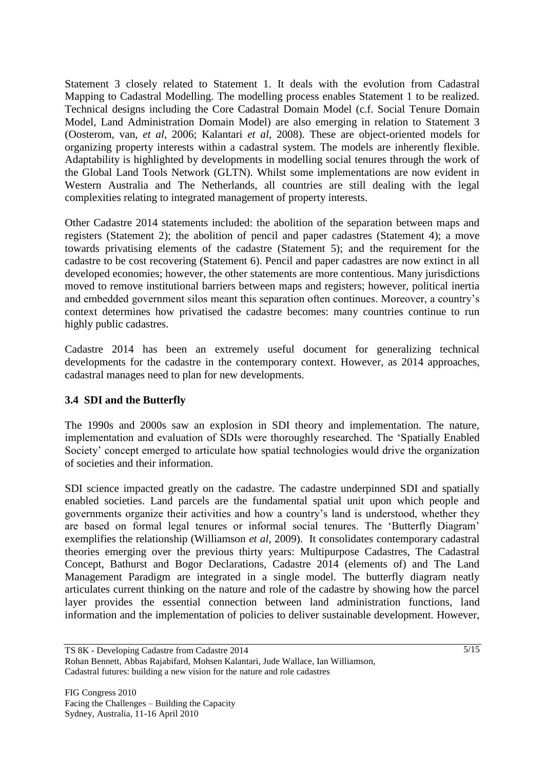Statement 3 closely related to Statement 1. It deals with the evolution from Cadastral Mapping to Cadastral Modelling. The modelling process enables Statement 1 to be realized. Technical designs including the Core Cadastral Domain Model (c.f. Social Tenure Domain Model, Land Administration Domain Model) are also emerging in relation to Statement 3 (Oosterom, van, *et al*, 2006; Kalantari *et al*, 2008). These are object-oriented models for organizing property interests within a cadastral system. The models are inherently flexible. Adaptability is highlighted by developments in modelling social tenures through the work of the Global Land Tools Network (GLTN). Whilst some implementations are now evident in Western Australia and The Netherlands, all countries are still dealing with the legal complexities relating to integrated management of property interests.

Other Cadastre 2014 statements included: the abolition of the separation between maps and registers (Statement 2); the abolition of pencil and paper cadastres (Statement 4); a move towards privatising elements of the cadastre (Statement 5); and the requirement for the cadastre to be cost recovering (Statement 6). Pencil and paper cadastres are now extinct in all developed economies; however, the other statements are more contentious. Many jurisdictions moved to remove institutional barriers between maps and registers; however, political inertia and embedded government silos meant this separation often continues. Moreover, a country's context determines how privatised the cadastre becomes: many countries continue to run highly public cadastres.

Cadastre 2014 has been an extremely useful document for generalizing technical developments for the cadastre in the contemporary context. However, as 2014 approaches, cadastral manages need to plan for new developments.

### 3.4 SDI and the Butterfly

The 1990s and 2000s saw an explosion in SDI theory and implementation. The nature, implementation and evaluation of SDIs were thoroughly researched. The 'Spatially Enabled Society' concept emerged to articulate how spatial technologies would drive the organization of societies and their information.

SDI science impacted greatly on the cadastre. The cadastre underpinned SDI and spatially enabled societies. Land parcels are the fundamental spatial unit upon which people and governments organize their activities and how a country's land is understood, whether they are based on formal legal tenures or informal social tenures. The 'Butterfly Diagram' exemplifies the relationship (Williamson *et al,* 2009). It consolidates contemporary cadastral theories emerging over the previous thirty years: Multipurpose Cadastres, The Cadastral Concept, Bathurst and Bogor Declarations, Cadastre 2014 (elements of) and The Land Management Paradigm are integrated in a single model. The butterfly diagram neatly articulates current thinking on the nature and role of the cadastre by showing how the parcel layer provides the essential connection between land administration functions, land information and the implementation of policies to deliver sustainable development. However,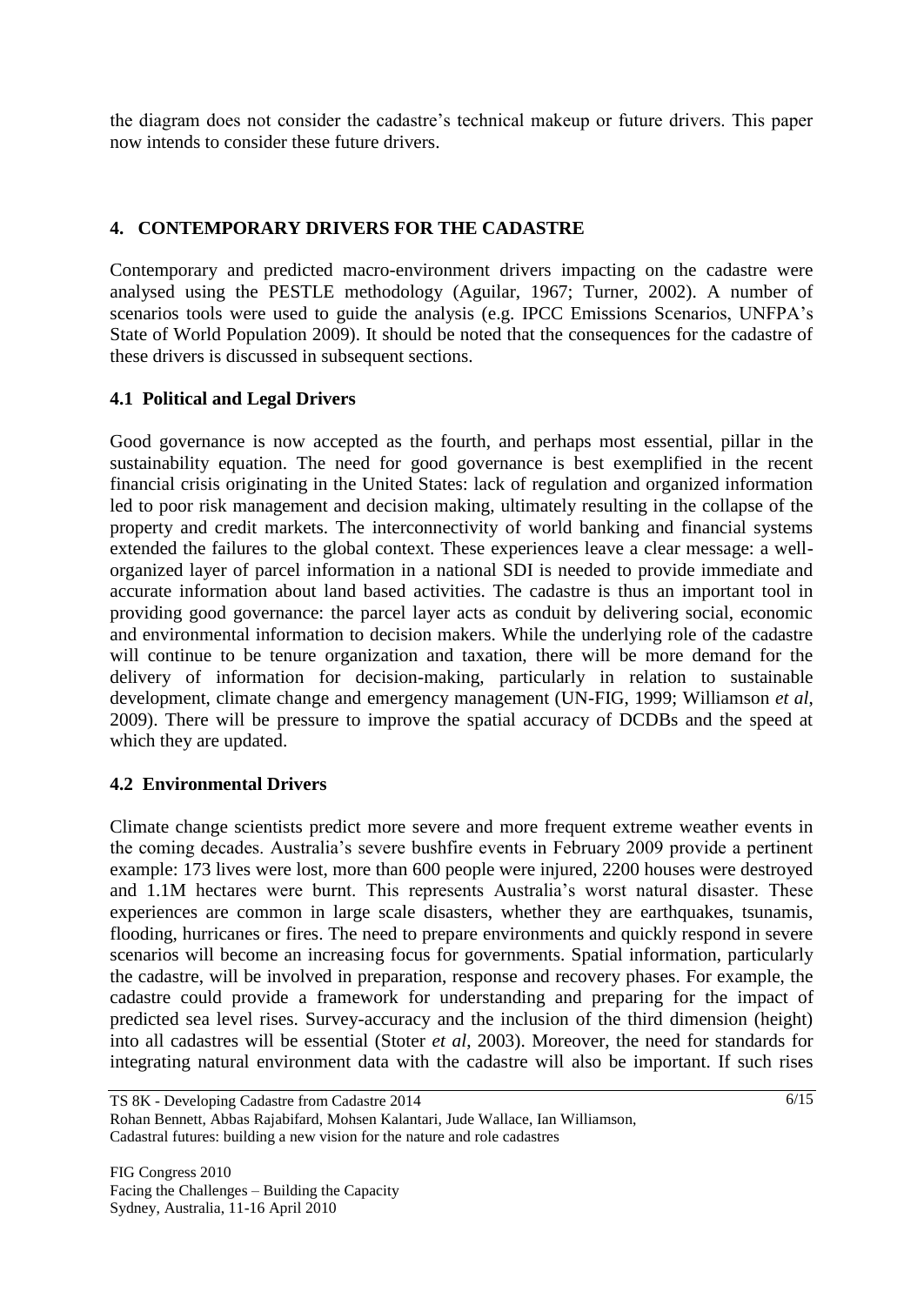the diagram does not consider the cadastre's technical makeup or future drivers. This paper now intends to consider these future drivers.

## 4. CONTEMPORARY DRIVERS FOR THE CADASTRE

Contemporary and predicted macro-environment drivers impacting on the cadastre were analysed using the PESTLE methodology (Aguilar, 1967; Turner, 2002). A number of scenarios tools were used to guide the analysis (e.g. IPCC Emissions Scenarios, UNFPA's State of World Population 2009). It should be noted that the consequences for the cadastre of these drivers is discussed in subsequent sections.

### 4.1 Political and Legal Drivers

Good governance is now accepted as the fourth, and perhaps most essential, pillar in the sustainability equation. The need for good governance is best exemplified in the recent financial crisis originating in the United States: lack of regulation and organized information led to poor risk management and decision making, ultimately resulting in the collapse of the property and credit markets. The interconnectivity of world banking and financial systems extended the failures to the global context. These experiences leave a clear message: a well-organized layer of parcel information in a national SDI is needed to provide immediate and accurate information about land based activities. The cadastre is thus an important tool in providing good governance: the parcel layer acts as conduit by delivering social, economic and environmental information to decision makers. While the underlying role of the cadastre will continue to be tenure organization and taxation, there will be more demand for the delivery of information for decision-making, particularly in relation to sustainable development, climate change and emergency management (UN-FIG, 1999; Williamson *et al*, 2009). There will be pressure to improve the spatial accuracy of DCDBs and the speed at which they are updated.

### 4.2 Environmental Drivers

Climate change scientists predict more severe and more frequent extreme weather events in the coming decades. Australia's severe bushfire events in February 2009 provide a pertinent example: 173 lives were lost, more than 600 people were injured, 2200 houses were destroyed and 1.1M hectares were burnt. This represents Australia's worst natural disaster. These experiences are common in large scale disasters, whether they are earthquakes, tsunamis, flooding, hurricanes or fires. The need to prepare environments and quickly respond in severe scenarios will become an increasing focus for governments. Spatial information, particularly the cadastre, will be involved in preparation, response and recovery phases. For example, the cadastre could provide a framework for understanding and preparing for the impact of predicted sea level rises. Survey-accuracy and the inclusion of the third dimension (height) into all cadastres will be essential (Stoter *et al*, 2003). Moreover, the need for standards for integrating natural environment data with the cadastre will also be important. If such rises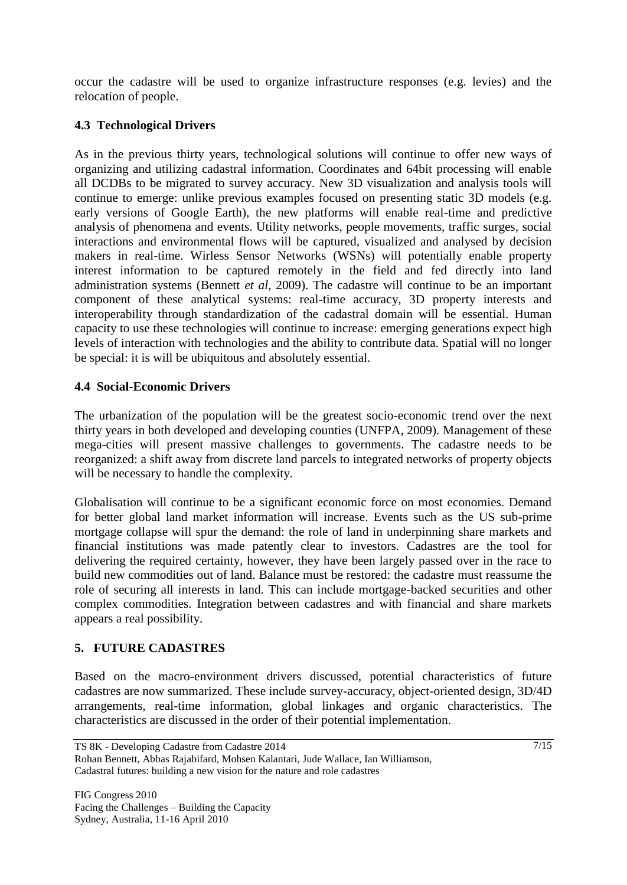occur the cadastre will be used to organize infrastructure responses (e.g. levies) and the relocation of people.

### 4.3 Technological Drivers

As in the previous thirty years, technological solutions will continue to offer new ways of organizing and utilizing cadastral information. Coordinates and 64bit processing will enable all DCDBs to be migrated to survey accuracy. New 3D visualization and analysis tools will continue to emerge: unlike previous examples focused on presenting static 3D models (e.g. early versions of Google Earth), the new platforms will enable real-time and predictive analysis of phenomena and events. Utility networks, people movements, traffic surges, social interactions and environmental flows will be captured, visualized and analysed by decision makers in real-time. Wireless Sensor Networks (WSNs) will potentially enable property interest information to be captured remotely in the field and fed directly into land administration systems (Bennett *et al*, 2009). The cadastre will continue to be an important component of these analytical systems: real-time accuracy, 3D property interests and interoperability through standardization of the cadastral domain will be essential. Human capacity to use these technologies will continue to increase: emerging generations expect high levels of interaction with technologies and the ability to contribute data. Spatial will no longer be special: it is will be ubiquitous and absolutely essential.

### 4.4 Social-Economic Drivers

The urbanization of the population will be the greatest socio-economic trend over the next thirty years in both developed and developing counties (UNFPA, 2009). Management of these mega-cities will present massive challenges to governments. The cadastre needs to be reorganized: a shift away from discrete land parcels to integrated networks of property objects will be necessary to handle the complexity.

Globalisation will continue to be a significant economic force on most economies. Demand for better global land market information will increase. Events such as the US sub-prime mortgage collapse will spur the demand: the role of land in underpinning share markets and financial institutions was made patently clear to investors. Cadastres are the tool for delivering the required certainty, however, they have been largely passed over in the race to build new commodities out of land. Balance must be restored: the cadastre must reassume the role of securing all interests in land. This can include mortgage-backed securities and other complex commodities. Integration between cadastres and with financial and share markets appears a real possibility.

## 5. FUTURE CADASTRES

Based on the macro-environment drivers discussed, potential characteristics of future cadastres are now summarized. These include survey-accuracy, object-oriented design, 3D/4D arrangements, real-time information, global linkages and organic characteristics. The characteristics are discussed in the order of their potential implementation.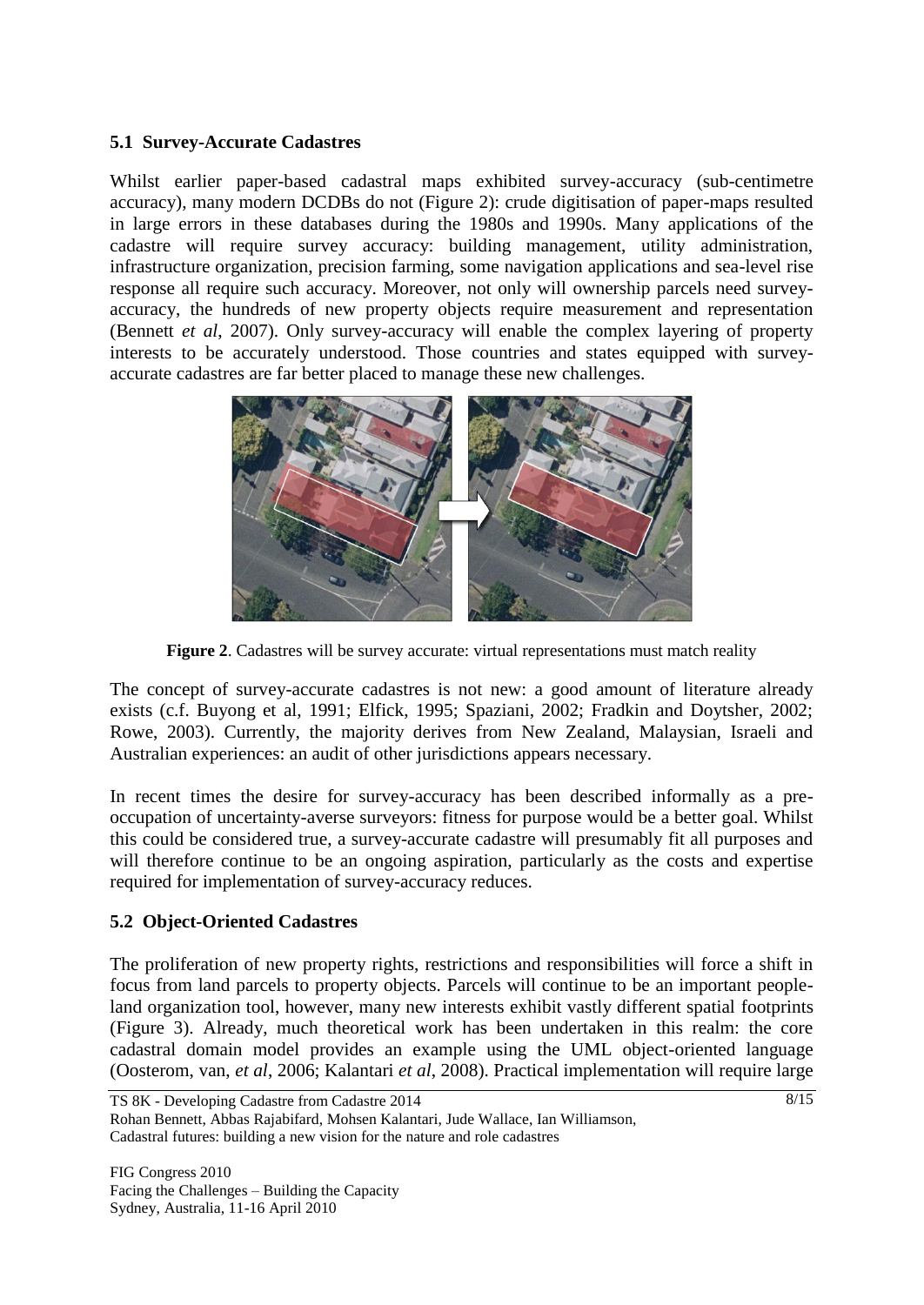### 5.1 Survey-Accurate Cadastres

Whilst earlier paper-based cadastral maps exhibited survey-accuracy (sub-centimetre accuracy), many modern DCDBs do not (Figure 2): crude digitisation of paper-maps resulted in large errors in these databases during the 1980s and 1990s. Many applications of the cadastre will require survey accuracy: building management, utility administration, infrastructure organization, precision farming, some navigation applications and sea-level rise response all require such accuracy. Moreover, not only will ownership parcels need survey-accuracy, the hundreds of new property objects require measurement and representation (Bennett *et al*, 2007). Only survey-accuracy will enable the complex layering of property interests to be accurately understood. Those countries and states equipped with survey-accurate cadastres are far better placed to manage these new challenges.

**Figure 2**. Cadastres will be survey accurate: virtual representations must match reality

The concept of survey-accurate cadastres is not new: a good amount of literature already exists (c.f. Buyong et al, 1991; Elfick, 1995; Spaziani, 2002; Fradkin and Doytsher, 2002; Rowe, 2003). Currently, the majority derives from New Zealand, Malaysian, Israeli and Australian experiences: an audit of other jurisdictions appears necessary.

In recent times the desire for survey-accuracy has been described informally as a pre-occupation of uncertainty-averse surveyors: fitness for purpose would be a better goal. Whilst this could be considered true, a survey-accurate cadastre will presumably fit all purposes and will therefore continue to be an ongoing aspiration, particularly as the costs and expertise required for implementation of survey-accuracy reduces.

### 5.2 Object-Oriented Cadastres

The proliferation of new property rights, restrictions and responsibilities will force a shift in focus from land parcels to property objects. Parcels will continue to be an important people-land organization tool, however, many new interests exhibit vastly different spatial footprints (Figure 3). Already, much theoretical work has been undertaken in this realm: the core cadastral domain model provides an example using the UML object-oriented language (Oosterom, van, *et al*, 2006; Kalantari *et al*, 2008). Practical implementation will require large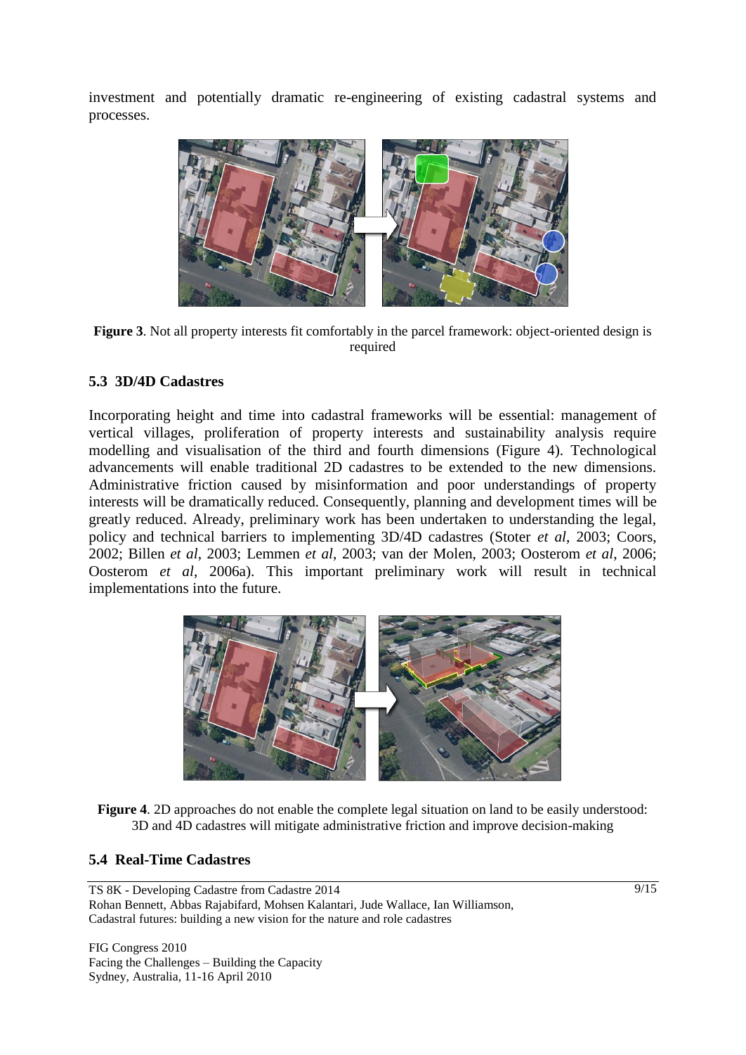investment and potentially dramatic re-engineering of existing cadastral systems and processes.

**Figure 3**. Not all property interests fit comfortably in the parcel framework: object-oriented design is required

## 5.3 3D/4D Cadastres

Incorporating height and time into cadastral frameworks will be essential: management of vertical villages, proliferation of property interests and sustainability analysis require modelling and visualisation of the third and fourth dimensions (Figure 4). Technological advancements will enable traditional 2D cadastres to be extended to the new dimensions. Administrative friction caused by misinformation and poor understandings of property interests will be dramatically reduced. Consequently, planning and development times will be greatly reduced. Already, preliminary work has been undertaken to understanding the legal, policy and technical barriers to implementing 3D/4D cadastres (Stoter *et al*, 2003; Coors, 2002; Billen *et al*, 2003; Lemmen *et al*, 2003; van der Molen, 2003; Oosterom *et al*, 2006; Oosterom *et al*, 2006a). This important preliminary work will result in technical implementations into the future.

**Figure 4**. 2D approaches do not enable the complete legal situation on land to be easily understood: 3D and 4D cadastres will mitigate administrative friction and improve decision-making

## 5.4 Real-Time Cadastres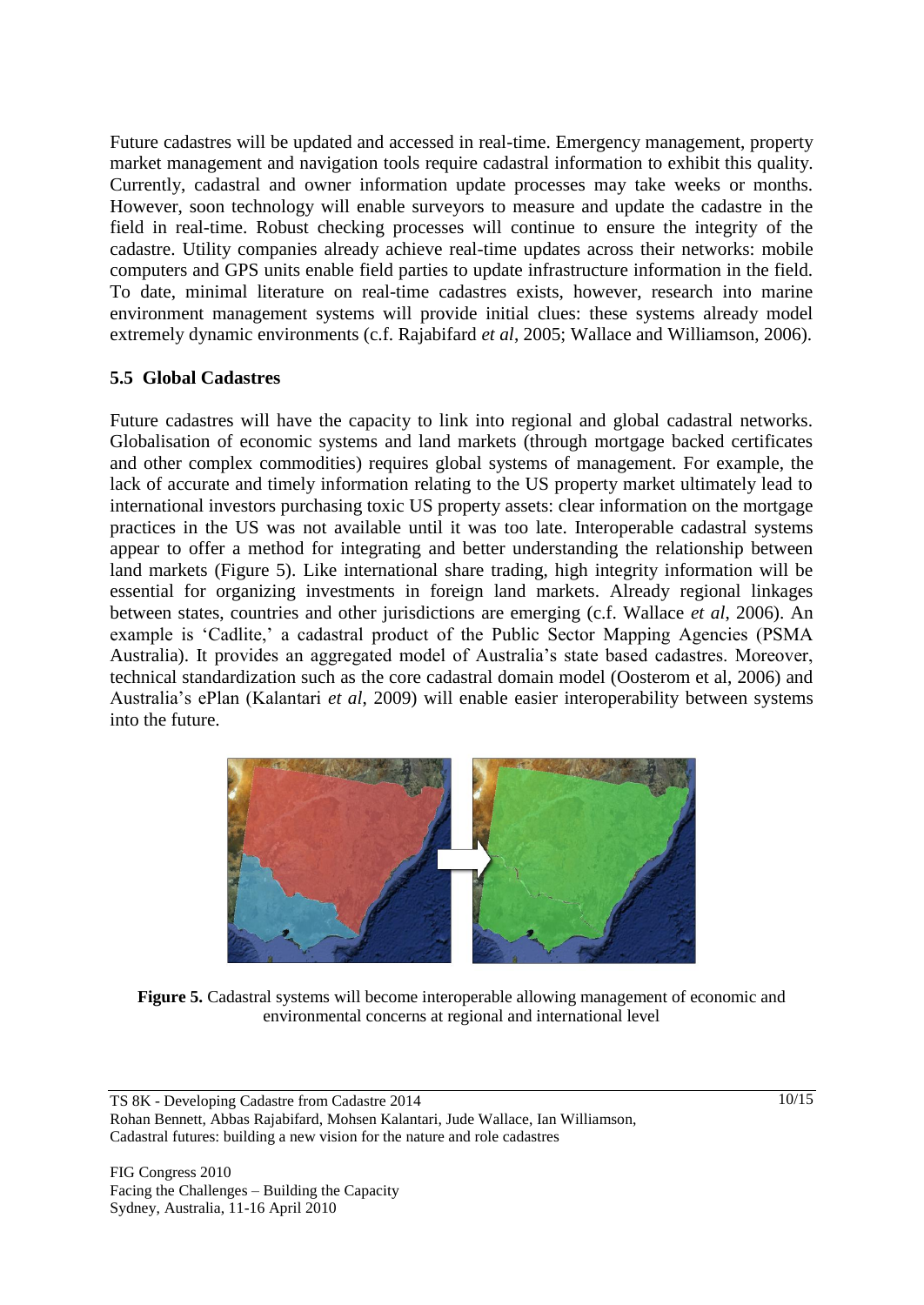Future cadastres will be updated and accessed in real-time. Emergency management, property market management and navigation tools require cadastral information to exhibit this quality. Currently, cadastral and owner information update processes may take weeks or months. However, soon technology will enable surveyors to measure and update the cadastre in the field in real-time. Robust checking processes will continue to ensure the integrity of the cadastre. Utility companies already achieve real-time updates across their networks: mobile computers and GPS units enable field parties to update infrastructure information in the field. To date, minimal literature on real-time cadastres exists, however, research into marine environment management systems will provide initial clues: these systems already model extremely dynamic environments (c.f. Rajabifard *et al*, 2005; Wallace and Williamson, 2006).

### 5.5 Global Cadastres

Future cadastres will have the capacity to link into regional and global cadastral networks. Globalisation of economic systems and land markets (through mortgage backed certificates and other complex commodities) requires global systems of management. For example, the lack of accurate and timely information relating to the US property market ultimately lead to international investors purchasing toxic US property assets: clear information on the mortgage practices in the US was not available until it was too late. Interoperable cadastral systems appear to offer a method for integrating and better understanding the relationship between land markets (Figure 5). Like international share trading, high integrity information will be essential for organizing investments in foreign land markets. Already regional linkages between states, countries and other jurisdictions are emerging (c.f. Wallace *et al*, 2006). An example is 'Cadlite,' a cadastral product of the Public Sector Mapping Agencies (PSMA Australia). It provides an aggregated model of Australia's state based cadastres. Moreover, technical standardization such as the core cadastral domain model (Oosterom et al, 2006) and Australia's ePlan (Kalantari *et al*, 2009) will enable easier interoperability between systems into the future.

**Figure 5.** Cadastral systems will become interoperable allowing management of economic and environmental concerns at regional and international level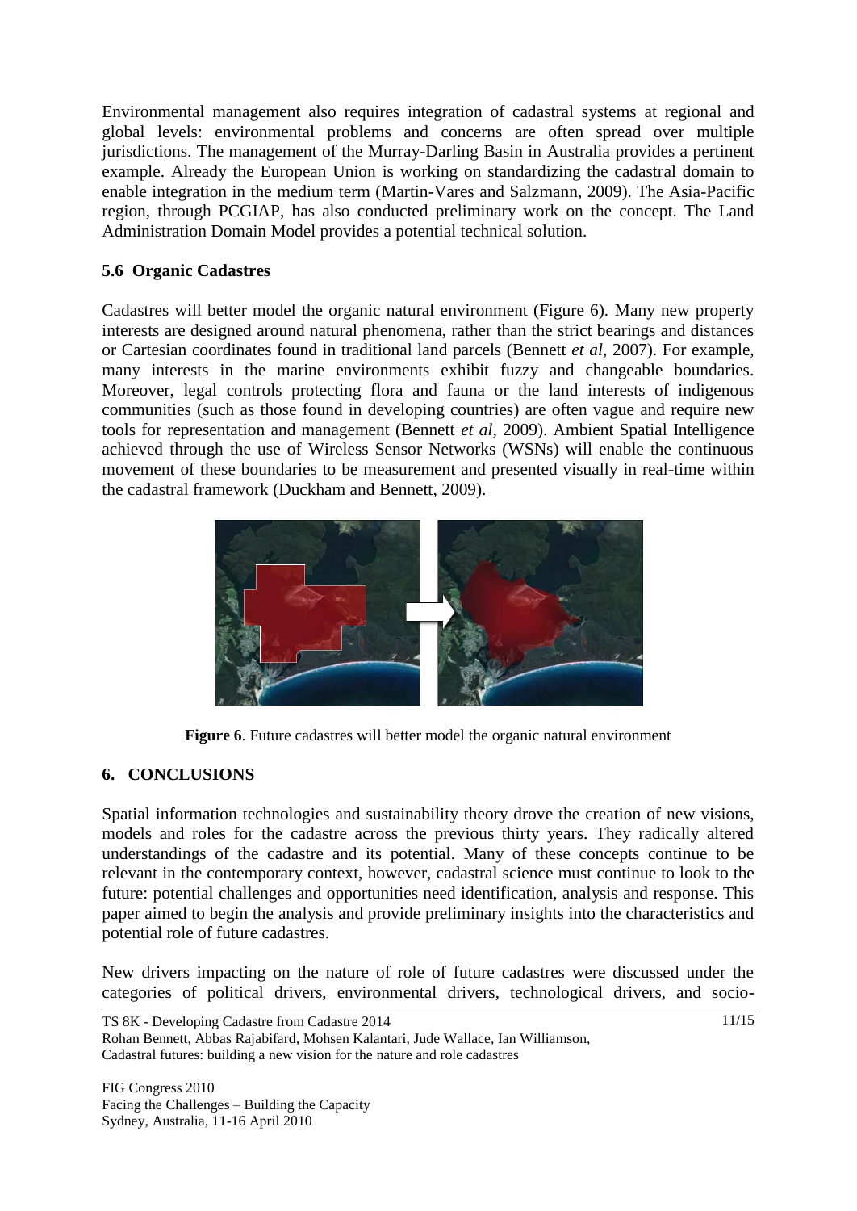Environmental management also requires integration of cadastral systems at regional and global levels: environmental problems and concerns are often spread over multiple jurisdictions. The management of the Murray-Darling Basin in Australia provides a pertinent example. Already the European Union is working on standardizing the cadastral domain to enable integration in the medium term (Martin-Vares and Salzmann, 2009). The Asia-Pacific region, through PCGIAP, has also conducted preliminary work on the concept. The Land Administration Domain Model provides a potential technical solution.

### 5.6 Organic Cadastres

Cadastres will better model the organic natural environment (Figure 6). Many new property interests are designed around natural phenomena, rather than the strict bearings and distances or Cartesian coordinates found in traditional land parcels (Bennett *et al*, 2007). For example, many interests in the marine environments exhibit fuzzy and changeable boundaries. Moreover, legal controls protecting flora and fauna or the land interests of indigenous communities (such as those found in developing countries) are often vague and require new tools for representation and management (Bennett *et al*, 2009). Ambient Spatial Intelligence achieved through the use of Wireless Sensor Networks (WSNs) will enable the continuous movement of these boundaries to be measurement and presented visually in real-time within the cadastral framework (Duckham and Bennett, 2009).

**Figure 6**. Future cadastres will better model the organic natural environment

## 6. CONCLUSIONS

Spatial information technologies and sustainability theory drove the creation of new visions, models and roles for the cadastre across the previous thirty years. They radically altered understandings of the cadastre and its potential. Many of these concepts continue to be relevant in the contemporary context, however, cadastral science must continue to look to the future: potential challenges and opportunities need identification, analysis and response. This paper aimed to begin the analysis and provide preliminary insights into the characteristics and potential role of future cadastres.

New drivers impacting on the nature of role of future cadastres were discussed under the categories of political drivers, environmental drivers, technological drivers, and socio-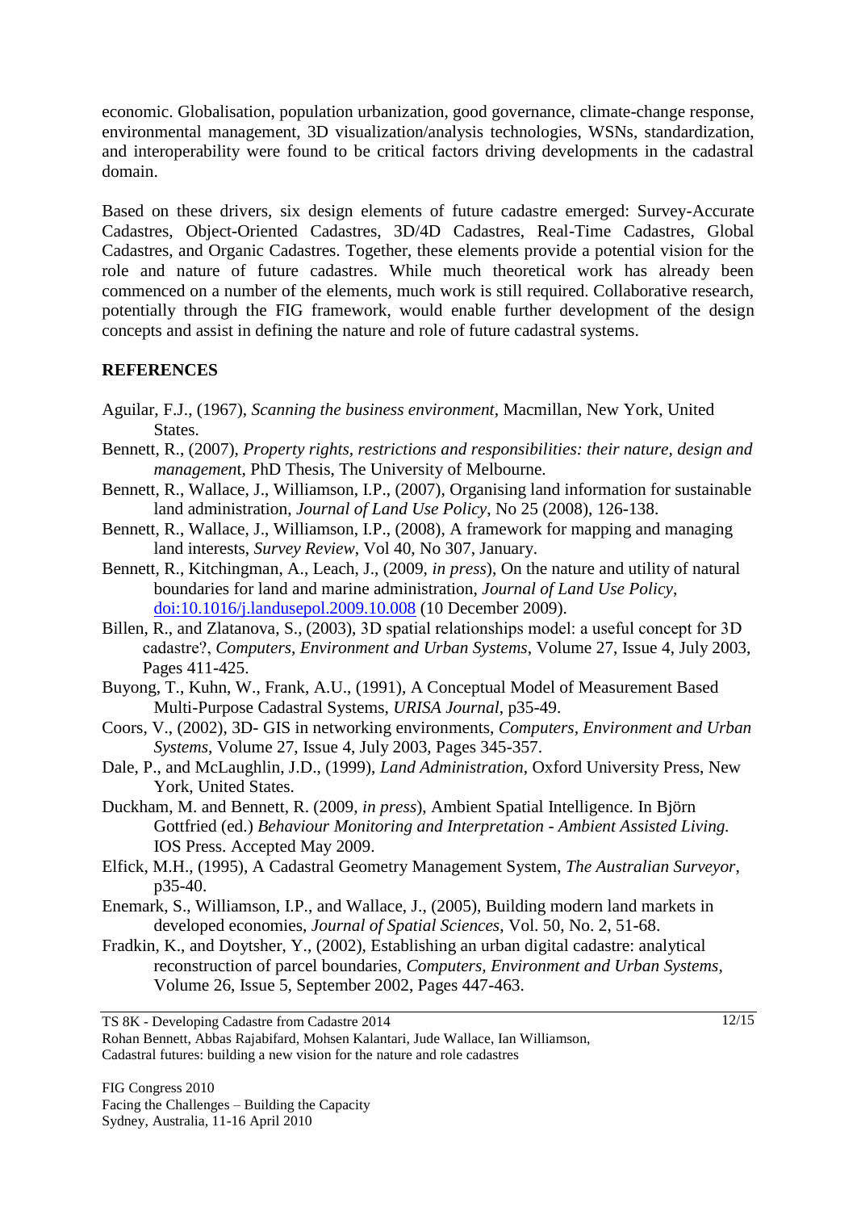economic. Globalisation, population urbanization, good governance, climate-change response, environmental management, 3D visualization/analysis technologies, WSNs, standardization, and interoperability were found to be critical factors driving developments in the cadastral domain.

Based on these drivers, six design elements of future cadastre emerged: Survey-Accurate Cadastres, Object-Oriented Cadastres, 3D/4D Cadastres, Real-Time Cadastres, Global Cadastres, and Organic Cadastres. Together, these elements provide a potential vision for the role and nature of future cadastres. While much theoretical work has already been commenced on a number of the elements, much work is still required. Collaborative research, potentially through the FIG framework, would enable further development of the design concepts and assist in defining the nature and role of future cadastral systems.

## REFERENCES

Aguilar, F.J., (1967), *Scanning the business environment*, Macmillan, New York, United States.

Bennett, R., (2007), *Property rights, restrictions and responsibilities: their nature, design and management*, PhD Thesis, The University of Melbourne.

Bennett, R., Wallace, J., Williamson, I.P., (2007), Organising land information for sustainable land administration, *Journal of Land Use Policy*, No 25 (2008), 126-138.

Bennett, R., Wallace, J., Williamson, I.P., (2008), A framework for mapping and managing land interests, *Survey Review*, Vol 40, No 307, January.

Bennett, R., Kitchingman, A., Leach, J., (2009, *in press*), On the nature and utility of natural boundaries for land and marine administration, *Journal of Land Use Policy*, doi:10.1016/j.landusepol.2009.10.008 (10 December 2009).

Billen, R., and Zlatanova, S., (2003), 3D spatial relationships model: a useful concept for 3D cadastre?, *Computers, Environment and Urban Systems*, Volume 27, Issue 4, July 2003, Pages 411-425.

Buyong, T., Kuhn, W., Frank, A.U., (1991), A Conceptual Model of Measurement Based Multi-Purpose Cadastral Systems, *URISA Journal*, p35-49.

Coors, V., (2002), 3D- GIS in networking environments, *Computers, Environment and Urban Systems*, Volume 27, Issue 4, July 2003, Pages 345-357.

Dale, P., and McLaughlin, J.D., (1999), *Land Administration*, Oxford University Press, New York, United States.

Duckham, M. and Bennett, R. (2009, *in press*), Ambient Spatial Intelligence. In Björn Gottfried (ed.) *Behaviour Monitoring and Interpretation - Ambient Assisted Living.* IOS Press. Accepted May 2009.

Elfick, M.H., (1995), A Cadastral Geometry Management System, *The Australian Surveyor*, p35-40.

Enemark, S., Williamson, I.P., and Wallace, J., (2005), Building modern land markets in developed economies, *Journal of Spatial Sciences*, Vol. 50, No. 2, 51-68.

Fradkin, K., and Doytsher, Y., (2002), Establishing an urban digital cadastre: analytical reconstruction of parcel boundaries, *Computers, Environment and Urban Systems*, Volume 26, Issue 5, September 2002, Pages 447-463.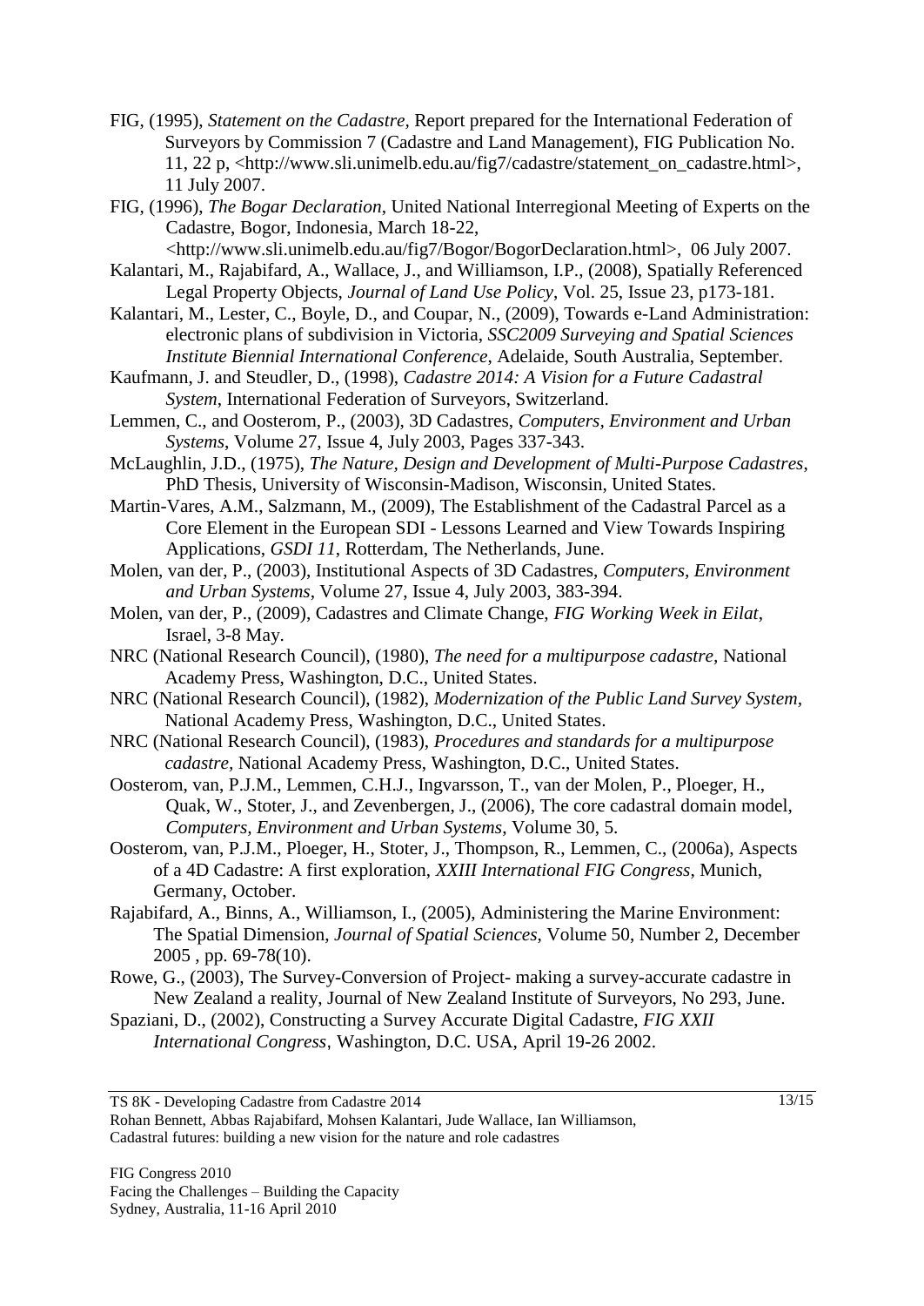FIG, (1995), *Statement on the Cadastre,* Report prepared for the International Federation of Surveyors by Commission 7 (Cadastre and Land Management), FIG Publication No. 11, 22 p, <http://www.sli.unimelb.edu.au/fig7/cadastre/statement_on_cadastre.html>, 11 July 2007.

FIG, (1996), *The Bogar Declaration*, United National Interregional Meeting of Experts on the Cadastre, Bogor, Indonesia, March 18-22, <http://www.sli.unimelb.edu.au/fig7/Bogor/BogorDeclaration.html>, 06 July 2007.

Kalantari, M., Rajabifard, A., Wallace, J., and Williamson, I.P., (2008), Spatially Referenced Legal Property Objects, *Journal of Land Use Policy*, Vol. 25, Issue 23, p173-181.

Kalantari, M., Lester, C., Boyle, D., and Coupar, N., (2009), Towards e-Land Administration: electronic plans of subdivision in Victoria, *SSC2009 Surveying and Spatial Sciences Institute Biennial International Conference*, Adelaide, South Australia, September.

Kaufmann, J. and Steudler, D., (1998), *Cadastre 2014: A Vision for a Future Cadastral System*, International Federation of Surveyors, Switzerland.

Lemmen, C., and Oosterom, P., (2003), 3D Cadastres, *Computers, Environment and Urban Systems*, Volume 27, Issue 4, July 2003, Pages 337-343.

McLaughlin, J.D., (1975), *The Nature, Design and Development of Multi-Purpose Cadastres*, PhD Thesis, University of Wisconsin-Madison, Wisconsin, United States.

Martin-Vares, A.M., Salzmann, M., (2009), The Establishment of the Cadastral Parcel as a Core Element in the European SDI - Lessons Learned and View Towards Inspiring Applications, *GSDI 11*, Rotterdam, The Netherlands, June.

Molen, van der, P., (2003), Institutional Aspects of 3D Cadastres, *Computers, Environment and Urban Systems*, Volume 27, Issue 4, July 2003, 383-394.

Molen, van der, P., (2009), Cadastres and Climate Change, *FIG Working Week in Eilat*, Israel, 3-8 May.

NRC (National Research Council), (1980), *The need for a multipurpose cadastre,* National Academy Press, Washington, D.C., United States.

NRC (National Research Council), (1982), *Modernization of the Public Land Survey System,* National Academy Press, Washington, D.C., United States.

NRC (National Research Council), (1983), *Procedures and standards for a multipurpose cadastre,* National Academy Press, Washington, D.C., United States.

Oosterom, van, P.J.M., Lemmen, C.H.J., Ingvarsson, T., van der Molen, P., Ploeger, H., Quak, W., Stoter, J., and Zevenbergen, J., (2006), The core cadastral domain model, *Computers, Environment and Urban Systems*, Volume 30, 5.

Oosterom, van, P.J.M., Ploeger, H., Stoter, J., Thompson, R., Lemmen, C., (2006a), Aspects of a 4D Cadastre: A first exploration, *XXIII International FIG Congress*, Munich, Germany, October.

Rajabifard, A., Binns, A., Williamson, I., (2005), Administering the Marine Environment: The Spatial Dimension, *Journal of Spatial Sciences*, Volume 50, Number 2, December 2005 , pp. 69-78(10).

Rowe, G., (2003), The Survey-Conversion of Project- making a survey-accurate cadastre in New Zealand a reality, Journal of New Zealand Institute of Surveyors, No 293, June.

Spaziani, D., (2002), Constructing a Survey Accurate Digital Cadastre, *FIG XXII International Congress*, Washington, D.C. USA, April 19-26 2002.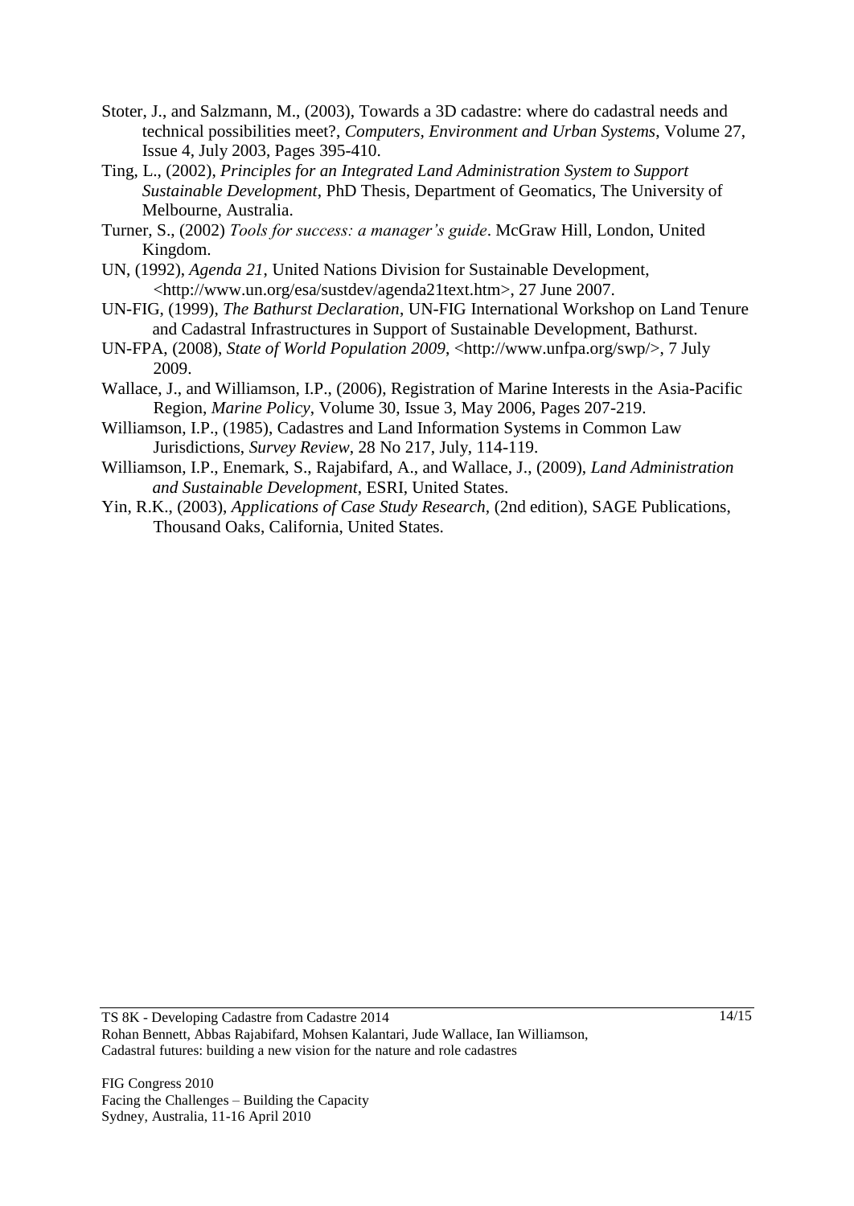Stoter, J., and Salzmann, M., (2003), Towards a 3D cadastre: where do cadastral needs and technical possibilities meet?, *Computers, Environment and Urban Systems*, Volume 27, Issue 4, July 2003, Pages 395-410.

Ting, L., (2002), *Principles for an Integrated Land Administration System to Support Sustainable Development*, PhD Thesis, Department of Geomatics, The University of Melbourne, Australia.

Turner, S., (2002) *Tools for success: a manager's guide*. McGraw Hill, London, United Kingdom.

UN, (1992), *Agenda 21*, United Nations Division for Sustainable Development, <http://www.un.org/esa/sustdev/agenda21text.htm>, 27 June 2007.

UN-FIG, (1999), *The Bathurst Declaration*, UN-FIG International Workshop on Land Tenure and Cadastral Infrastructures in Support of Sustainable Development, Bathurst.

UN-FPA, (2008), *State of World Population 2009*, <http://www.unfpa.org/swp/>, 7 July 2009.

Wallace, J., and Williamson, I.P., (2006), Registration of Marine Interests in the Asia-Pacific Region, *Marine Policy*, Volume 30, Issue 3, May 2006, Pages 207-219.

Williamson, I.P., (1985), Cadastres and Land Information Systems in Common Law Jurisdictions, *Survey Review*, 28 No 217, July, 114-119.

Williamson, I.P., Enemark, S., Rajabifard, A., and Wallace, J., (2009), *Land Administration and Sustainable Development*, ESRI, United States.

Yin, R.K., (2003), *Applications of Case Study Research*, (2nd edition), SAGE Publications, Thousand Oaks, California, United States.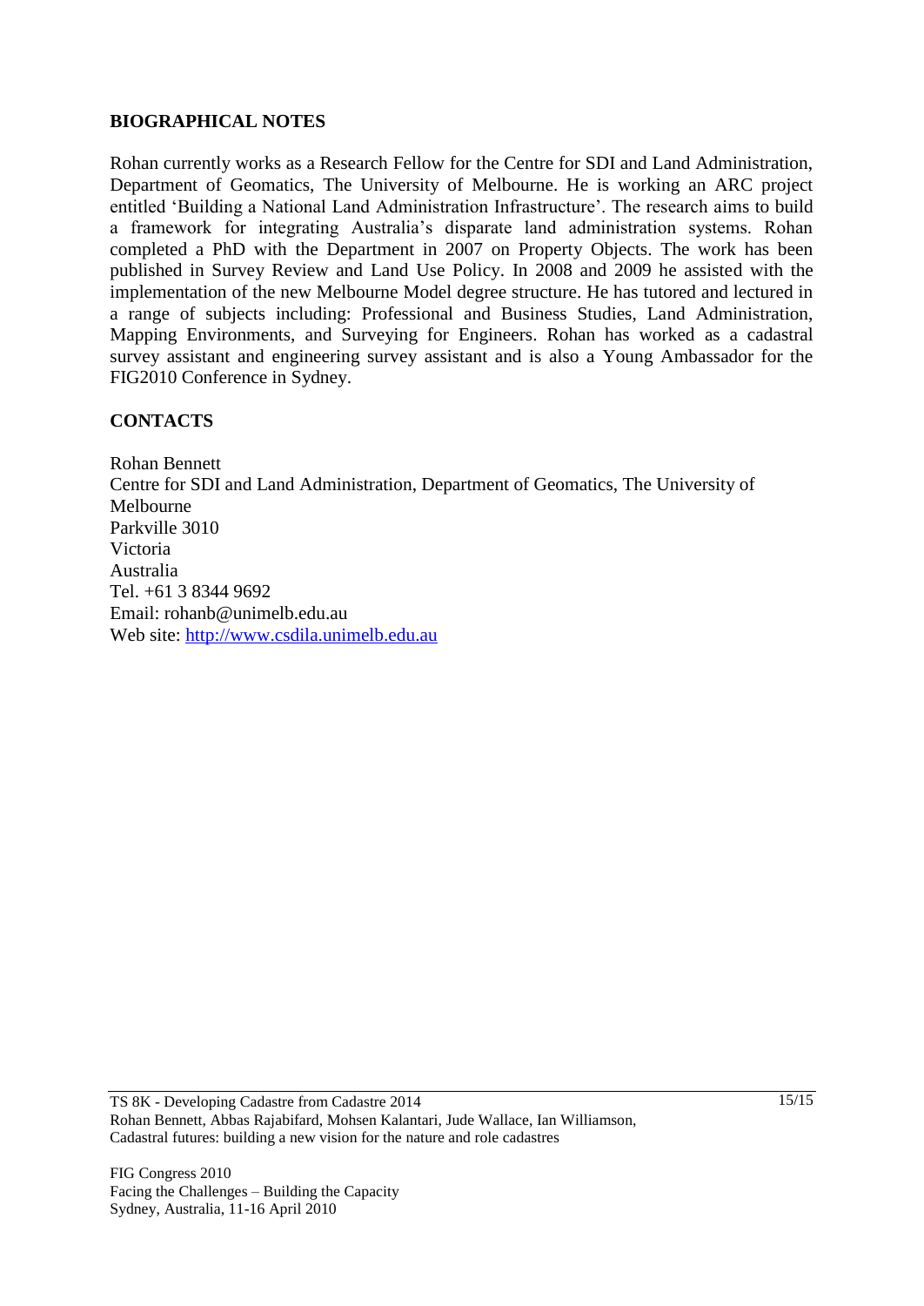## BIOGRAPHICAL NOTES

Rohan currently works as a Research Fellow for the Centre for SDI and Land Administration, Department of Geomatics, The University of Melbourne. He is working an ARC project entitled 'Building a National Land Administration Infrastructure'. The research aims to build a framework for integrating Australia's disparate land administration systems. Rohan completed a PhD with the Department in 2007 on Property Objects. The work has been published in Survey Review and Land Use Policy. In 2008 and 2009 he assisted with the implementation of the new Melbourne Model degree structure. He has tutored and lectured in a range of subjects including: Professional and Business Studies, Land Administration, Mapping Environments, and Surveying for Engineers. Rohan has worked as a cadastral survey assistant and engineering survey assistant and is also a Young Ambassador for the FIG2010 Conference in Sydney.

## CONTACTS

Rohan Bennett
Centre for SDI and Land Administration, Department of Geomatics, The University of Melbourne
Parkville 3010
Victoria
Australia
Tel. +61 3 8344 9692
Email: rohanb@unimelb.edu.au
Web site: http://www.csdila.unimelb.edu.au